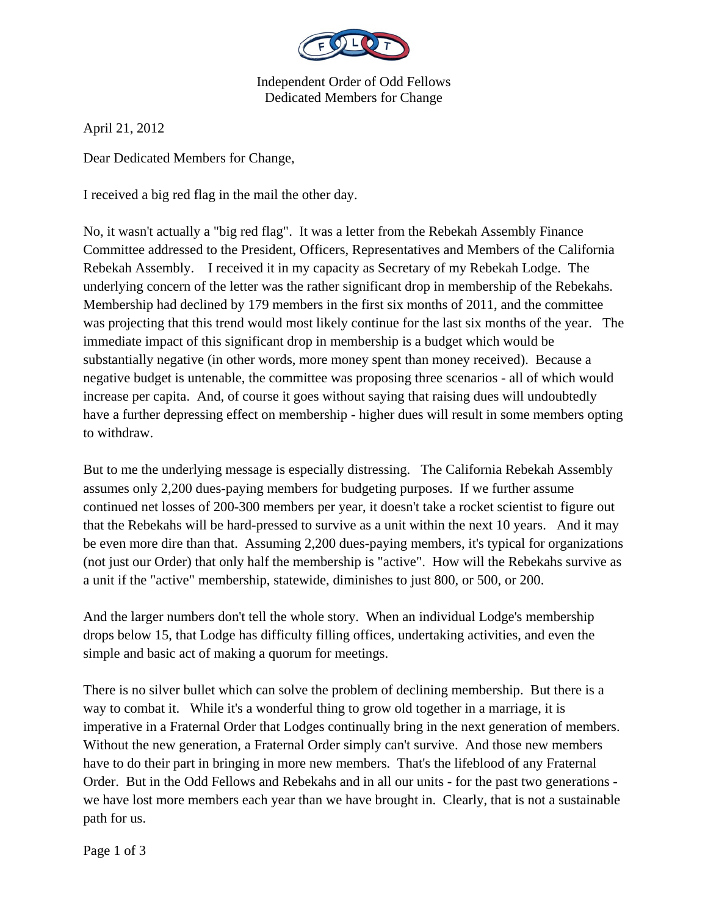Independent Order of Odd Fellows
Dedicated Members for Change

April 21, 2012

Dear Dedicated Members for Change,

I received a big red flag in the mail the other day.

No, it wasn't actually a "big red flag". It was a letter from the Rebekah Assembly Finance Committee addressed to the President, Officers, Representatives and Members of the California Rebekah Assembly. I received it in my capacity as Secretary of my Rebekah Lodge. The underlying concern of the letter was the rather significant drop in membership of the Rebekahs. Membership had declined by 179 members in the first six months of 2011, and the committee was projecting that this trend would most likely continue for the last six months of the year. The immediate impact of this significant drop in membership is a budget which would be substantially negative (in other words, more money spent than money received). Because a negative budget is untenable, the committee was proposing three scenarios - all of which would increase per capita. And, of course it goes without saying that raising dues will undoubtedly have a further depressing effect on membership - higher dues will result in some members opting to withdraw.

But to me the underlying message is especially distressing. The California Rebekah Assembly assumes only 2,200 dues-paying members for budgeting purposes. If we further assume continued net losses of 200-300 members per year, it doesn't take a rocket scientist to figure out that the Rebekahs will be hard-pressed to survive as a unit within the next 10 years. And it may be even more dire than that. Assuming 2,200 dues-paying members, it's typical for organizations (not just our Order) that only half the membership is "active". How will the Rebekahs survive as a unit if the "active" membership, statewide, diminishes to just 800, or 500, or 200.

And the larger numbers don't tell the whole story. When an individual Lodge's membership drops below 15, that Lodge has difficulty filling offices, undertaking activities, and even the simple and basic act of making a quorum for meetings.

There is no silver bullet which can solve the problem of declining membership. But there is a way to combat it. While it's a wonderful thing to grow old together in a marriage, it is imperative in a Fraternal Order that Lodges continually bring in the next generation of members. Without the new generation, a Fraternal Order simply can't survive. And those new members have to do their part in bringing in more new members. That's the lifeblood of any Fraternal Order. But in the Odd Fellows and Rebekahs and in all our units - for the past two generations - we have lost more members each year than we have brought in. Clearly, that is not a sustainable path for us.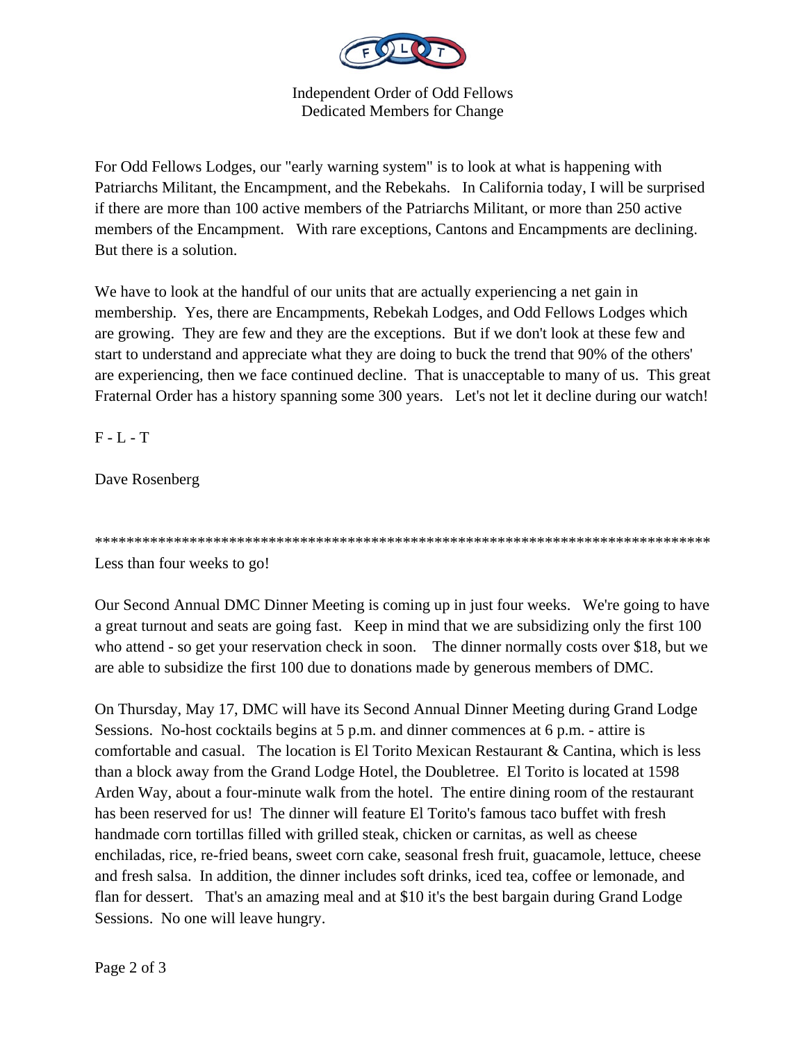For Odd Fellows Lodges, our "early warning system" is to look at what is happening with Patriarchs Militant, the Encampment, and the Rebekahs. In California today, I will be surprised if there are more than 100 active members of the Patriarchs Militant, or more than 250 active members of the Encampment. With rare exceptions, Cantons and Encampments are declining. But there is a solution.

We have to look at the handful of our units that are actually experiencing a net gain in membership. Yes, there are Encampments, Rebekah Lodges, and Odd Fellows Lodges which are growing. They are few and they are the exceptions. But if we don't look at these few and start to understand and appreciate what they are doing to buck the trend that 90% of the others' are experiencing, then we face continued decline. That is unacceptable to many of us. This great Fraternal Order has a history spanning some 300 years. Let's not let it decline during our watch!

F - L - T

Dave Rosenberg

********************************************************************************

Less than four weeks to go!

Our Second Annual DMC Dinner Meeting is coming up in just four weeks. We're going to have a great turnout and seats are going fast. Keep in mind that we are subsidizing only the first 100 who attend - so get your reservation check in soon. The dinner normally costs over $18, but we are able to subsidize the first 100 due to donations made by generous members of DMC.

On Thursday, May 17, DMC will have its Second Annual Dinner Meeting during Grand Lodge Sessions. No-host cocktails begins at 5 p.m. and dinner commences at 6 p.m. - attire is comfortable and casual. The location is El Torito Mexican Restaurant & Cantina, which is less than a block away from the Grand Lodge Hotel, the Doubletree. El Torito is located at 1598 Arden Way, about a four-minute walk from the hotel. The entire dining room of the restaurant has been reserved for us! The dinner will feature El Torito's famous taco buffet with fresh handmade corn tortillas filled with grilled steak, chicken or carnitas, as well as cheese enchiladas, rice, re-fried beans, sweet corn cake, seasonal fresh fruit, guacamole, lettuce, cheese and fresh salsa. In addition, the dinner includes soft drinks, iced tea, coffee or lemonade, and flan for dessert. That's an amazing meal and at $10 it's the best bargain during Grand Lodge Sessions. No one will leave hungry.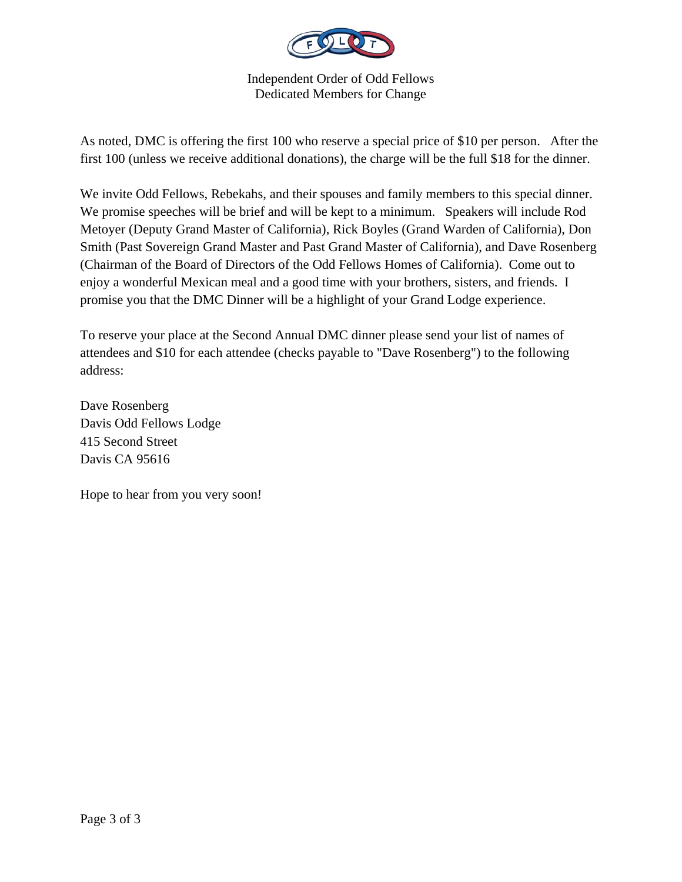Independent Order of Odd Fellows
Dedicated Members for Change

As noted, DMC is offering the first 100 who reserve a special price of $10 per person. After the first 100 (unless we receive additional donations), the charge will be the full $18 for the dinner.

We invite Odd Fellows, Rebekahs, and their spouses and family members to this special dinner. We promise speeches will be brief and will be kept to a minimum. Speakers will include Rod Metoyer (Deputy Grand Master of California), Rick Boyles (Grand Warden of California), Don Smith (Past Sovereign Grand Master and Past Grand Master of California), and Dave Rosenberg (Chairman of the Board of Directors of the Odd Fellows Homes of California). Come out to enjoy a wonderful Mexican meal and a good time with your brothers, sisters, and friends. I promise you that the DMC Dinner will be a highlight of your Grand Lodge experience.

To reserve your place at the Second Annual DMC dinner please send your list of names of attendees and $10 for each attendee (checks payable to "Dave Rosenberg") to the following address:

Dave Rosenberg
Davis Odd Fellows Lodge
415 Second Street
Davis CA 95616

Hope to hear from you very soon!